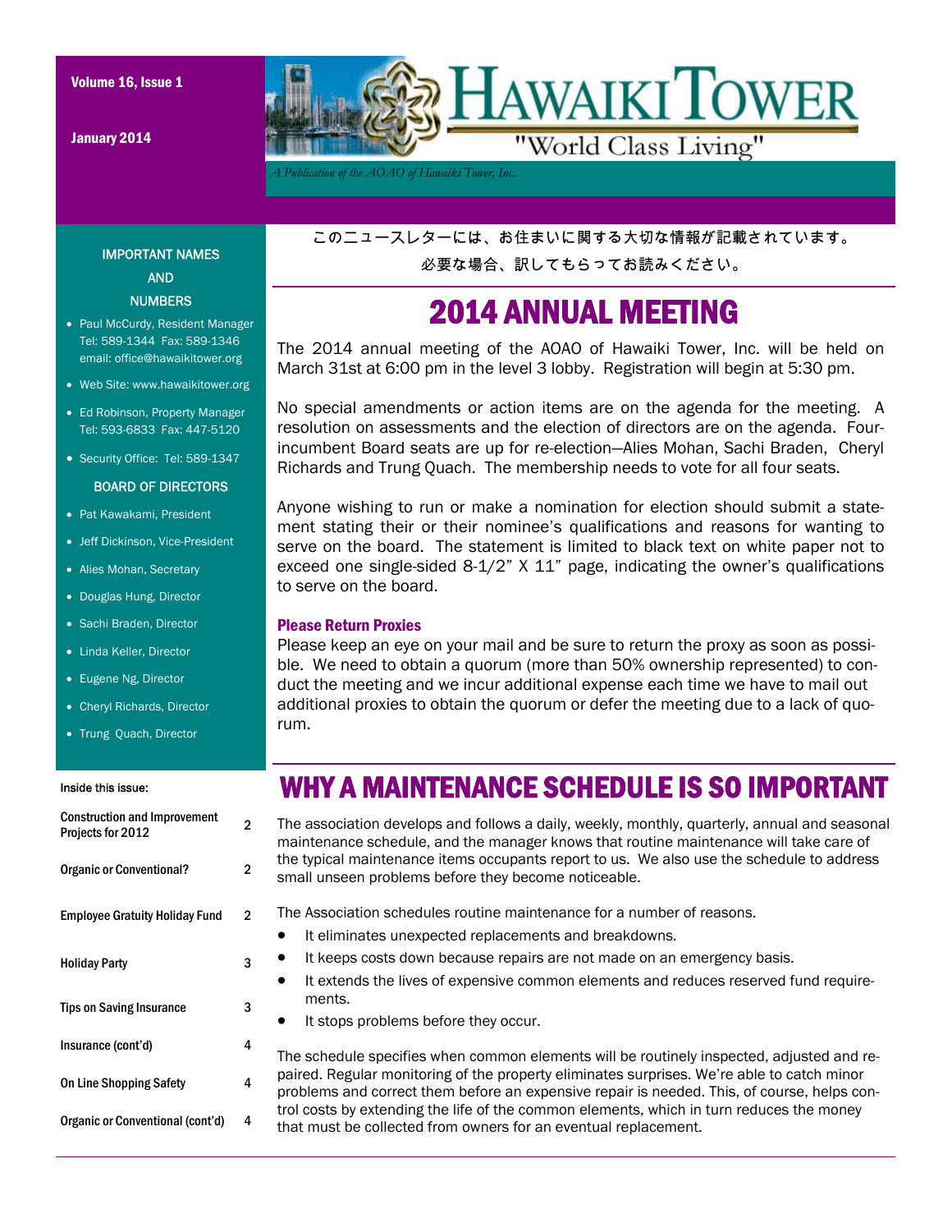Volume 16, Issue 1

January 2014

# HAWAIKI TOWER

"World Class Living"

*A Publication of the AOAO of Hawaiki Tower, Inc.*

**IMPORTANT NAMES AND NUMBERS**

- Paul McCurdy, Resident Manager Tel: 589-1344 Fax: 589-1346 email: office@hawaikitower.org
- Web Site: www.hawaikitower.org
- Ed Robinson, Property Manager Tel: 593-6833 Fax: 447-5120
- Security Office: Tel: 589-1347

**BOARD OF DIRECTORS**

- Pat Kawakami, President
- Jeff Dickinson, Vice-President
- Alies Mohan, Secretary
- Douglas Hung, Director
- Sachi Braden, Director
- Linda Keller, Director
- Eugene Ng, Director
- Cheryl Richards, Director
- Trung Quach, Director

**Inside this issue:**

| | |
|---|---|
| Construction and Improvement Projects for 2012 | 2 |
| Organic or Conventional? | 2 |
| Employee Gratuity Holiday Fund | 2 |
| Holiday Party | 3 |
| Tips on Saving Insurance | 3 |
| Insurance (cont'd) | 4 |
| On Line Shopping Safety | 4 |
| Organic or Conventional (cont'd) | 4 |

このニュースレターには、お住まいに関する大切な情報が記載されています。必要な場合、訳してもらってお読みください。

## 2014 ANNUAL MEETING

The 2014 annual meeting of the AOAO of Hawaiki Tower, Inc. will be held on March 31st at 6:00 pm in the level 3 lobby. Registration will begin at 5:30 pm.

No special amendments or action items are on the agenda for the meeting. A resolution on assessments and the election of directors are on the agenda. Four-incumbent Board seats are up for re-election—Alies Mohan, Sachi Braden, Cheryl Richards and Trung Quach. The membership needs to vote for all four seats.

Anyone wishing to run or make a nomination for election should submit a statement stating their or their nominee's qualifications and reasons for wanting to serve on the board. The statement is limited to black text on white paper not to exceed one single-sided 8-1/2" X 11" page, indicating the owner's qualifications to serve on the board.

### Please Return Proxies

Please keep an eye on your mail and be sure to return the proxy as soon as possible. We need to obtain a quorum (more than 50% ownership represented) to conduct the meeting and we incur additional expense each time we have to mail out additional proxies to obtain the quorum or defer the meeting due to a lack of quorum.

## WHY A MAINTENANCE SCHEDULE IS SO IMPORTANT

The association develops and follows a daily, weekly, monthly, quarterly, annual and seasonal maintenance schedule, and the manager knows that routine maintenance will take care of the typical maintenance items occupants report to us. We also use the schedule to address small unseen problems before they become noticeable.

The Association schedules routine maintenance for a number of reasons.

- It eliminates unexpected replacements and breakdowns.
- It keeps costs down because repairs are not made on an emergency basis.
- It extends the lives of expensive common elements and reduces reserved fund requirements.
- It stops problems before they occur.

The schedule specifies when common elements will be routinely inspected, adjusted and repaired. Regular monitoring of the property eliminates surprises. We're able to catch minor problems and correct them before an expensive repair is needed. This, of course, helps control costs by extending the life of the common elements, which in turn reduces the money that must be collected from owners for an eventual replacement.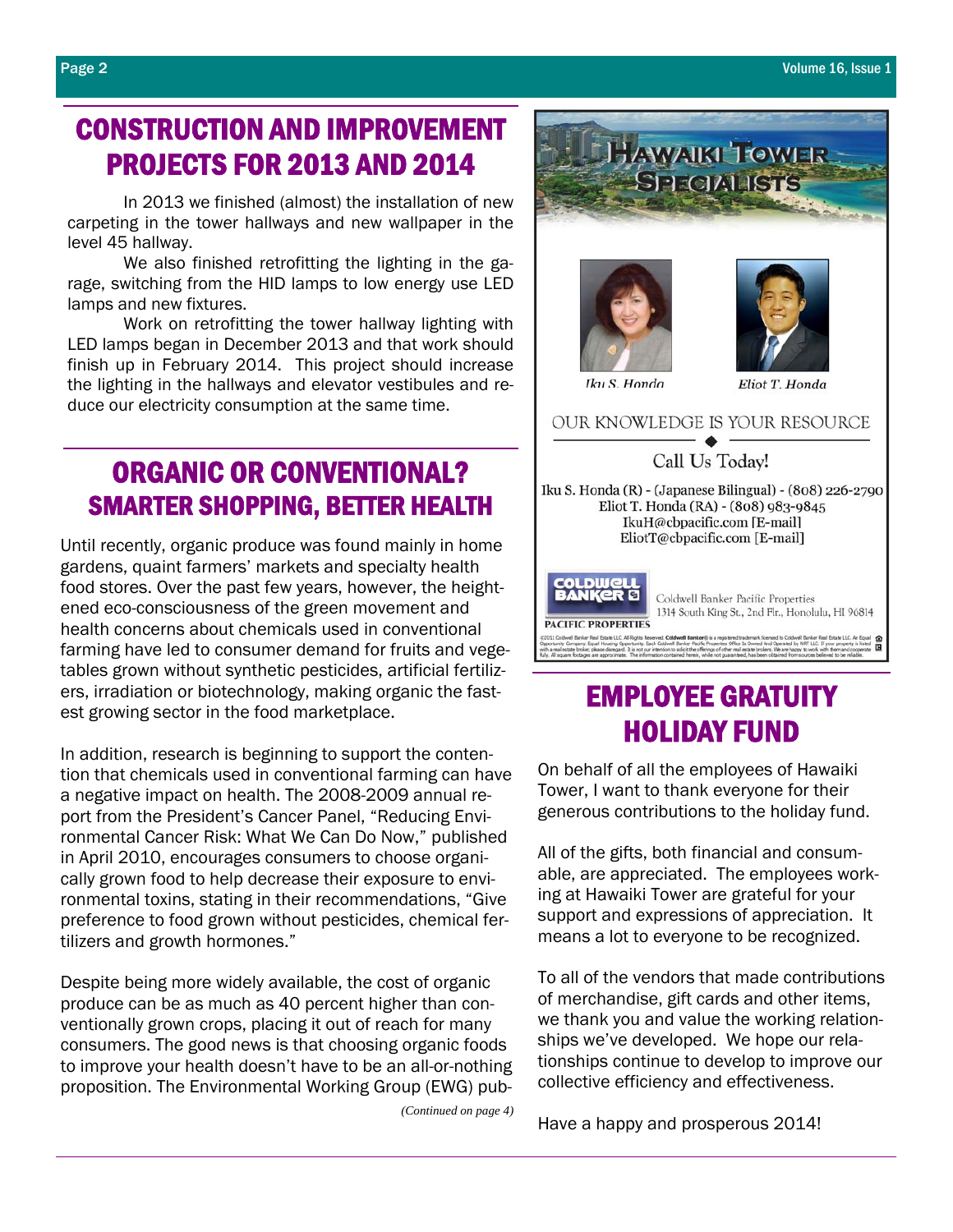## CONSTRUCTION AND IMPROVEMENT PROJECTS FOR 2013 AND 2014

In 2013 we finished (almost) the installation of new carpeting in the tower hallways and new wallpaper in the level 45 hallway.

We also finished retrofitting the lighting in the garage, switching from the HID lamps to low energy use LED lamps and new fixtures.

Work on retrofitting the tower hallway lighting with LED lamps began in December 2013 and that work should finish up in February 2014. This project should increase the lighting in the hallways and elevator vestibules and reduce our electricity consumption at the same time.

## ORGANIC OR CONVENTIONAL? SMARTER SHOPPING, BETTER HEALTH

Until recently, organic produce was found mainly in home gardens, quaint farmers' markets and specialty health food stores. Over the past few years, however, the heightened eco-consciousness of the green movement and health concerns about chemicals used in conventional farming have led to consumer demand for fruits and vegetables grown without synthetic pesticides, artificial fertilizers, irradiation or biotechnology, making organic the fastest growing sector in the food marketplace.

In addition, research is beginning to support the contention that chemicals used in conventional farming can have a negative impact on health. The 2008-2009 annual report from the President's Cancer Panel, "Reducing Environmental Cancer Risk: What We Can Do Now," published in April 2010, encourages consumers to choose organically grown food to help decrease their exposure to environmental toxins, stating in their recommendations, "Give preference to food grown without pesticides, chemical fertilizers and growth hormones."

Despite being more widely available, the cost of organic produce can be as much as 40 percent higher than conventionally grown crops, placing it out of reach for many consumers. The good news is that choosing organic foods to improve your health doesn't have to be an all-or-nothing proposition. The Environmental Working Group (EWG) pub-

*(Continued on page 4)*

---

**HAWAIKI TOWER SPECIALISTS**

Iku S. Honda — Eliot T. Honda

OUR KNOWLEDGE IS YOUR RESOURCE

Call Us Today!

Iku S. Honda (R) - (Japanese Bilingual) - (808) 226-2790
Eliot T. Honda (RA) - (808) 983-9845
IkuH@cbpacific.com [E-mail]
EliotT@cbpacific.com [E-mail]

COLDWELL BANKER PACIFIC PROPERTIES
Coldwell Banker Pacific Properties
1314 South King St., 2nd Flr., Honolulu, HI 96814

---

## EMPLOYEE GRATUITY HOLIDAY FUND

On behalf of all the employees of Hawaiki Tower, I want to thank everyone for their generous contributions to the holiday fund.

All of the gifts, both financial and consumable, are appreciated. The employees working at Hawaiki Tower are grateful for your support and expressions of appreciation. It means a lot to everyone to be recognized.

To all of the vendors that made contributions of merchandise, gift cards and other items, we thank you and value the working relationships we've developed. We hope our relationships continue to develop to improve our collective efficiency and effectiveness.

Have a happy and prosperous 2014!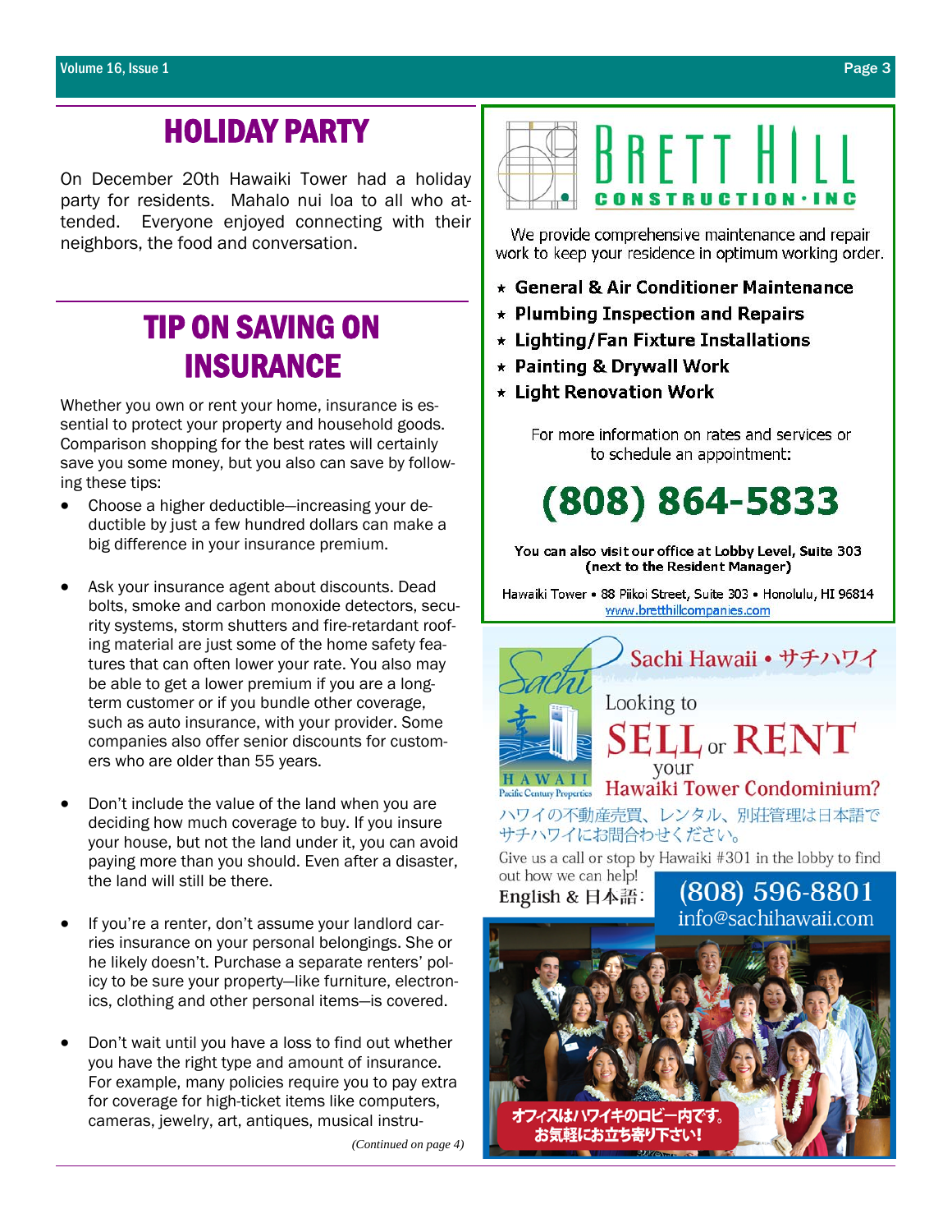## HOLIDAY PARTY

On December 20th Hawaiki Tower had a holiday party for residents. Mahalo nui loa to all who attended. Everyone enjoyed connecting with their neighbors, the food and conversation.

## TIP ON SAVING ON INSURANCE

Whether you own or rent your home, insurance is essential to protect your property and household goods. Comparison shopping for the best rates will certainly save you some money, but you also can save by following these tips:

- Choose a higher deductible—increasing your deductible by just a few hundred dollars can make a big difference in your insurance premium.

- Ask your insurance agent about discounts. Dead bolts, smoke and carbon monoxide detectors, security systems, storm shutters and fire-retardant roofing material are just some of the home safety features that can often lower your rate. You also may be able to get a lower premium if you are a long-term customer or if you bundle other coverage, such as auto insurance, with your provider. Some companies also offer senior discounts for customers who are older than 55 years.

- Don't include the value of the land when you are deciding how much coverage to buy. If you insure your house, but not the land under it, you can avoid paying more than you should. Even after a disaster, the land will still be there.

- If you're a renter, don't assume your landlord carries insurance on your personal belongings. She or he likely doesn't. Purchase a separate renters' policy to be sure your property—like furniture, electronics, clothing and other personal items—is covered.

- Don't wait until you have a loss to find out whether you have the right type and amount of insurance. For example, many policies require you to pay extra for coverage for high-ticket items like computers, cameras, jewelry, art, antiques, musical instru-

*(Continued on page 4)*

---

# BRETT HILL
**CONSTRUCTION · INC**

We provide comprehensive maintenance and repair work to keep your residence in optimum working order.

- **General & Air Conditioner Maintenance**
- **Plumbing Inspection and Repairs**
- **Lighting/Fan Fixture Installations**
- **Painting & Drywall Work**
- **Light Renovation Work**

For more information on rates and services or to schedule an appointment:

# (808) 864-5833

**You can also visit our office at Lobby Level, Suite 303 (next to the Resident Manager)**

Hawaiki Tower • 88 Piikoi Street, Suite 303 • Honolulu, HI 96814
www.bretthillcompanies.com

---

Sachi HAWAII
Pacific Century Properties

**Sachi Hawaii • サチハワイ**

Looking to **SELL** or **RENT** your **Hawaiki Tower Condominium?**

ハワイの不動産売買、レンタル、別荘管理は日本語でサチハワイにお問合わせください。

Give us a call or stop by Hawaiki #301 in the lobby to find out how we can help!

**English & 日本語:** (808) 596-8801
info@sachihawaii.com

オフィスはハワイキのロビー内です。
お気軽にお立ち寄り下さい!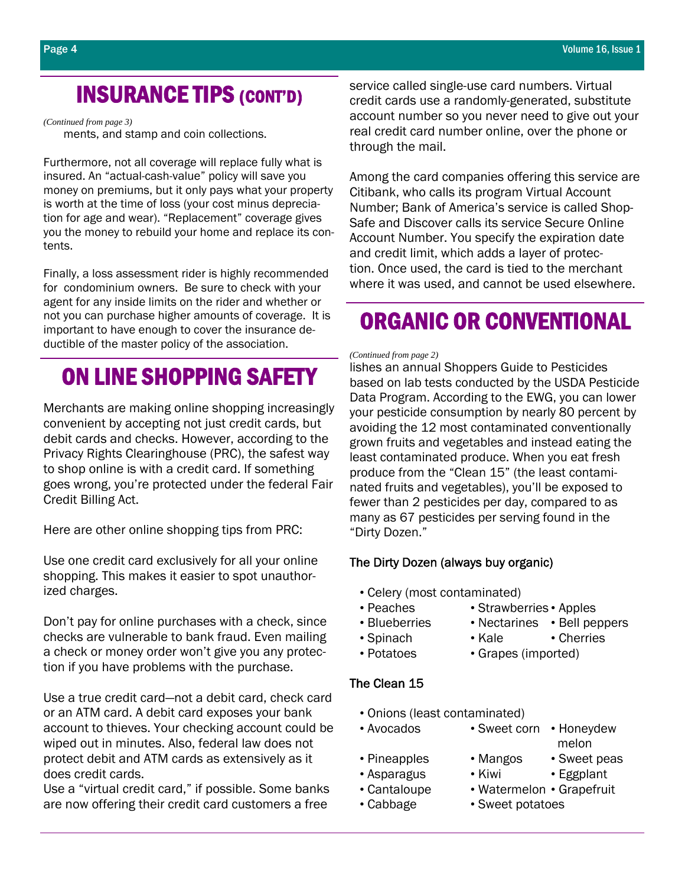## INSURANCE TIPS (CONT'D)

*(Continued from page 3)*

ments, and stamp and coin collections.

Furthermore, not all coverage will replace fully what is insured. An "actual-cash-value" policy will save you money on premiums, but it only pays what your property is worth at the time of loss (your cost minus depreciation for age and wear). "Replacement" coverage gives you the money to rebuild your home and replace its contents.

Finally, a loss assessment rider is highly recommended for condominium owners. Be sure to check with your agent for any inside limits on the rider and whether or not you can purchase higher amounts of coverage. It is important to have enough to cover the insurance deductible of the master policy of the association.

## ON LINE SHOPPING SAFETY

Merchants are making online shopping increasingly convenient by accepting not just credit cards, but debit cards and checks. However, according to the Privacy Rights Clearinghouse (PRC), the safest way to shop online is with a credit card. If something goes wrong, you're protected under the federal Fair Credit Billing Act.

Here are other online shopping tips from PRC:

Use one credit card exclusively for all your online shopping. This makes it easier to spot unauthorized charges.

Don't pay for online purchases with a check, since checks are vulnerable to bank fraud. Even mailing a check or money order won't give you any protection if you have problems with the purchase.

Use a true credit card—not a debit card, check card or an ATM card. A debit card exposes your bank account to thieves. Your checking account could be wiped out in minutes. Also, federal law does not protect debit and ATM cards as extensively as it does credit cards.

Use a "virtual credit card," if possible. Some banks are now offering their credit card customers a free service called single-use card numbers. Virtual credit cards use a randomly-generated, substitute account number so you never need to give out your real credit card number online, over the phone or through the mail.

Among the card companies offering this service are Citibank, who calls its program Virtual Account Number; Bank of America's service is called Shop-Safe and Discover calls its service Secure Online Account Number. You specify the expiration date and credit limit, which adds a layer of protection. Once used, the card is tied to the merchant where it was used, and cannot be used elsewhere.

## ORGANIC OR CONVENTIONAL

*(Continued from page 2)*

lishes an annual Shoppers Guide to Pesticides based on lab tests conducted by the USDA Pesticide Data Program. According to the EWG, you can lower your pesticide consumption by nearly 80 percent by avoiding the 12 most contaminated conventionally grown fruits and vegetables and instead eating the least contaminated produce. When you eat fresh produce from the "Clean 15" (the least contaminated fruits and vegetables), you'll be exposed to fewer than 2 pesticides per day, compared to as many as 67 pesticides per serving found in the "Dirty Dozen."

The Dirty Dozen (always buy organic)

- Celery (most contaminated)
- Peaches
- Strawberries
- Apples
- Blueberries
- Nectarines
- Bell peppers
- Spinach
- Kale
- Cherries
- Potatoes
- Grapes (imported)

The Clean 15

- Onions (least contaminated)
- Avocados
- Sweet corn
- Honeydew melon
- Pineapples
- Mangos
- Sweet peas
- Asparagus
- Kiwi
- Eggplant
- Cantaloupe
- Watermelon
- Grapefruit
- Cabbage
- Sweet potatoes